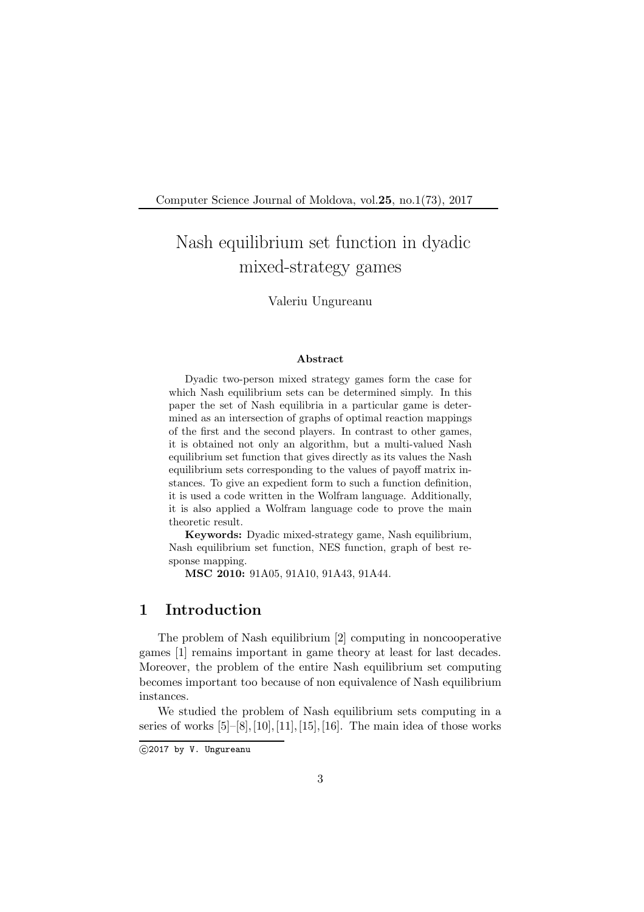# Nash equilibrium set function in dyadic mixed-strategy games

Valeriu Ungureanu

### Abstract

Dyadic two-person mixed strategy games form the case for which Nash equilibrium sets can be determined simply. In this paper the set of Nash equilibria in a particular game is determined as an intersection of graphs of optimal reaction mappings of the first and the second players. In contrast to other games, it is obtained not only an algorithm, but a multi-valued Nash equilibrium set function that gives directly as its values the Nash equilibrium sets corresponding to the values of payoff matrix instances. To give an expedient form to such a function definition, it is used a code written in the Wolfram language. Additionally, it is also applied a Wolfram language code to prove the main theoretic result.

**Keywords:** Dyadic mixed-strategy game, Nash equilibrium, Nash equilibrium set function, NES function, graph of best response mapping.

**MSC 2010:** 91A05, 91A10, 91A43, 91A44.

## 1 Introduction

The problem of Nash equilibrium [2] computing in noncooperative games [1] remains important in game theory at least for last decades. Moreover, the problem of the entire Nash equilibrium set computing becomes important too because of non equivalence of Nash equilibrium instances.

We studied the problem of Nash equilibrium sets computing in a series of works [5]–[8], [10], [11], [15], [16]. The main idea of those works

©2017 by V. Ungureanu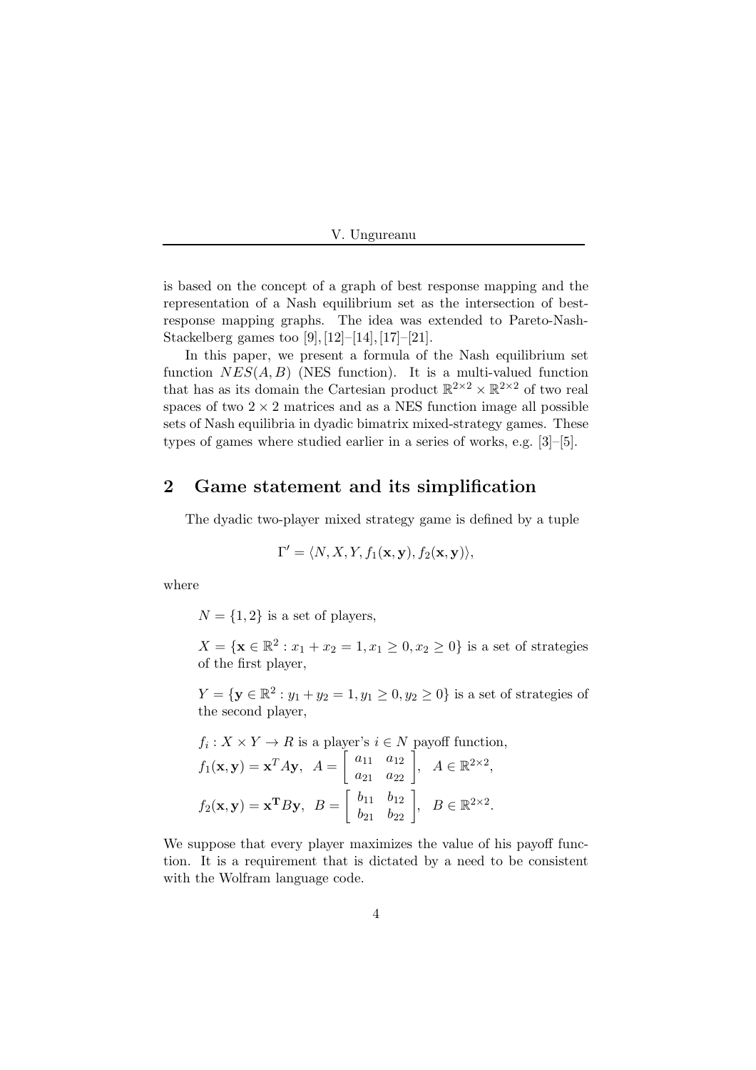is based on the concept of a graph of best response mapping and the representation of a Nash equilibrium set as the intersection of best-response mapping graphs. The idea was extended to Pareto-Nash-Stackelberg games too [9], [12]–[14], [17]–[21].

In this paper, we present a formula of the Nash equilibrium set function $NES(A, B)$ (NES function). It is a multi-valued function that has as its domain the Cartesian product $\mathbb{R}^{2\times 2} \times \mathbb{R}^{2\times 2}$ of two real spaces of two $2 \times 2$ matrices and as a NES function image all possible sets of Nash equilibria in dyadic bimatrix mixed-strategy games. These types of games where studied earlier in a series of works, e.g. [3]–[5].

## 2 Game statement and its simplification

The dyadic two-player mixed strategy game is defined by a tuple

$$\Gamma' = \langle N, X, Y, f_1(\mathbf{x}, \mathbf{y}), f_2(\mathbf{x}, \mathbf{y}) \rangle,$$

where

$N = \{1, 2\}$ is a set of players,

$X = \{\mathbf{x} \in \mathbb{R}^2 : x_1 + x_2 = 1, x_1 \geq 0, x_2 \geq 0\}$ is a set of strategies of the first player,

$Y = \{\mathbf{y} \in \mathbb{R}^2 : y_1 + y_2 = 1, y_1 \geq 0, y_2 \geq 0\}$ is a set of strategies of the second player,

$f_i : X \times Y \to R$ is a player's $i \in N$ payoff function,
$f_1(\mathbf{x}, \mathbf{y}) = \mathbf{x}^T A \mathbf{y}, \;\; A = \begin{bmatrix} a_{11} & a_{12} \\ a_{21} & a_{22} \end{bmatrix}, \;\; A \in \mathbb{R}^{2\times 2},$

$f_2(\mathbf{x}, \mathbf{y}) = \mathbf{x}^{\mathbf{T}} B \mathbf{y}, \;\; B = \begin{bmatrix} b_{11} & b_{12} \\ b_{21} & b_{22} \end{bmatrix}, \;\; B \in \mathbb{R}^{2\times 2}.$

We suppose that every player maximizes the value of his payoff function. It is a requirement that is dictated by a need to be consistent with the Wolfram language code.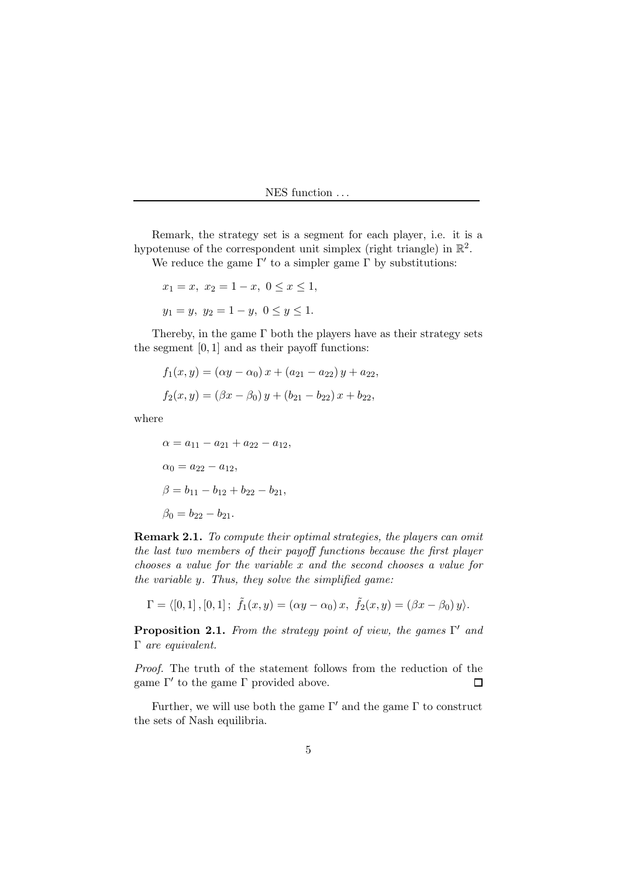Remark, the strategy set is a segment for each player, i.e. it is a hypotenuse of the correspondent unit simplex (right triangle) in $\mathbb{R}^2$.

We reduce the game $\Gamma'$ to a simpler game $\Gamma$ by substitutions:

$$x_1 = x,\ x_2 = 1 - x,\ 0 \le x \le 1,$$

$$y_1 = y,\ y_2 = 1 - y,\ 0 \le y \le 1.$$

Thereby, in the game $\Gamma$ both the players have as their strategy sets the segment $[0, 1]$ and as their payoff functions:

$$f_1(x, y) = (\alpha y - \alpha_0)\, x + (a_{21} - a_{22})\, y + a_{22},$$

$$f_2(x, y) = (\beta x - \beta_0)\, y + (b_{21} - b_{22})\, x + b_{22},$$

where

$$\alpha = a_{11} - a_{21} + a_{22} - a_{12},$$

$$\alpha_0 = a_{22} - a_{12},$$

$$\beta = b_{11} - b_{12} + b_{22} - b_{21},$$

$$\beta_0 = b_{22} - b_{21}.$$

**Remark 2.1.** *To compute their optimal strategies, the players can omit the last two members of their payoff functions because the first player chooses a value for the variable $x$ and the second chooses a value for the variable $y$. Thus, they solve the simplified game:*

$$\Gamma = \langle [0, 1], [0, 1]\,;\ \tilde{f}_1(x, y) = (\alpha y - \alpha_0)\, x,\ \tilde{f}_2(x, y) = (\beta x - \beta_0)\, y \rangle.$$

**Proposition 2.1.** *From the strategy point of view, the games $\Gamma'$ and $\Gamma$ are equivalent.*

*Proof.* The truth of the statement follows from the reduction of the game $\Gamma'$ to the game $\Gamma$ provided above. □

Further, we will use both the game $\Gamma'$ and the game $\Gamma$ to construct the sets of Nash equilibria.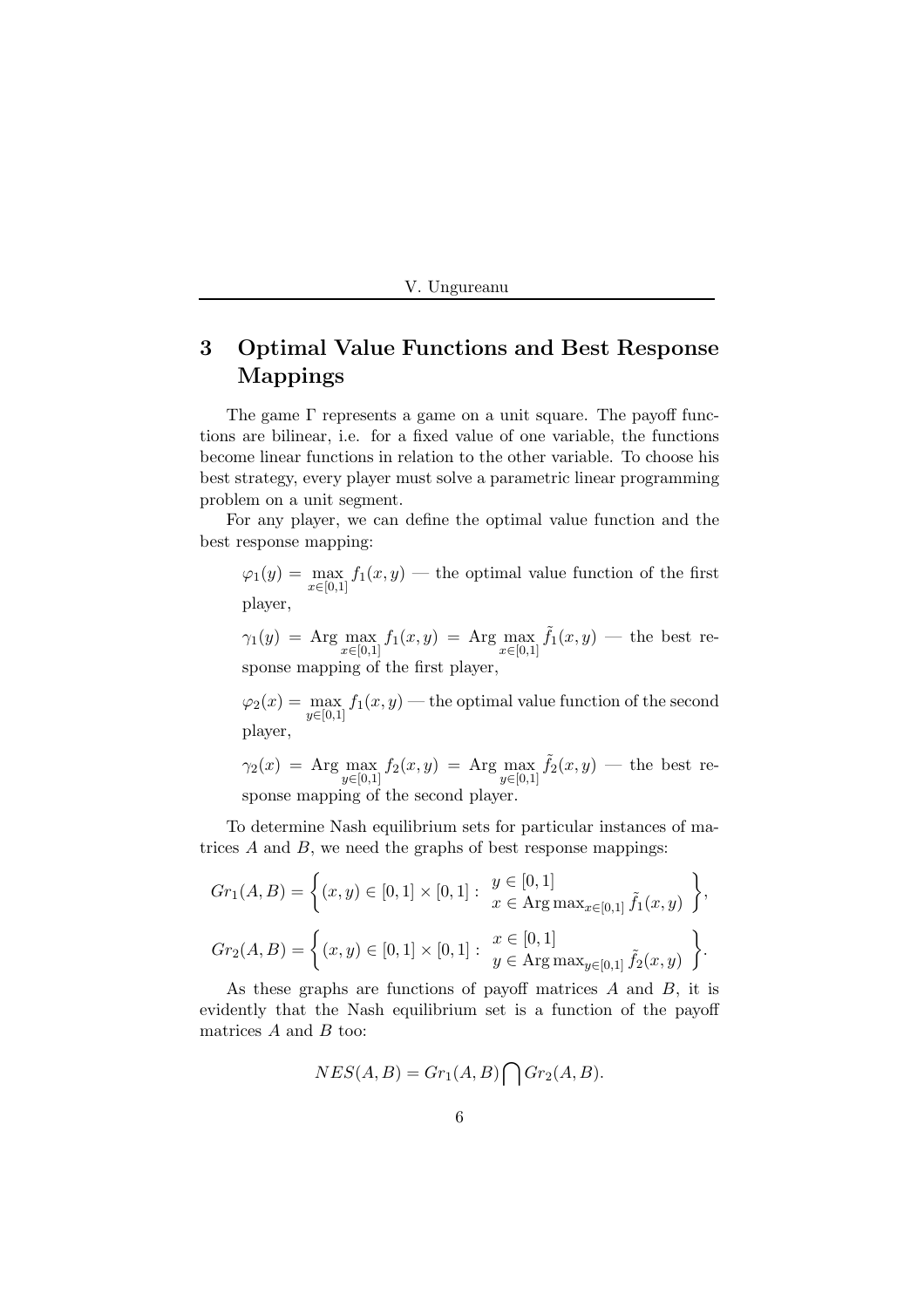## 3 Optimal Value Functions and Best Response Mappings

The game $\Gamma$ represents a game on a unit square. The payoff functions are bilinear, i.e. for a fixed value of one variable, the functions become linear functions in relation to the other variable. To choose his best strategy, every player must solve a parametric linear programming problem on a unit segment.

For any player, we can define the optimal value function and the best response mapping:

$\varphi_1(y) = \max\limits_{x \in [0,1]} f_1(x, y)$ — the optimal value function of the first player,

$\gamma_1(y) = \text{Arg} \max\limits_{x \in [0,1]} f_1(x, y) = \text{Arg} \max\limits_{x \in [0,1]} \tilde{f}_1(x, y)$ — the best response mapping of the first player,

$\varphi_2(x) = \max\limits_{y \in [0,1]} f_1(x, y)$ — the optimal value function of the second player,

$\gamma_2(x) = \text{Arg} \max\limits_{y \in [0,1]} f_2(x, y) = \text{Arg} \max\limits_{y \in [0,1]} \tilde{f}_2(x, y)$ — the best response mapping of the second player.

To determine Nash equilibrium sets for particular instances of matrices $A$ and $B$, we need the graphs of best response mappings:

$$Gr_1(A, B) = \left\{ (x, y) \in [0,1] \times [0,1] : \begin{array}{l} y \in [0,1] \\ x \in \text{Arg} \max_{x \in [0,1]} \tilde{f}_1(x, y) \end{array} \right\},$$

$$Gr_2(A, B) = \left\{ (x, y) \in [0,1] \times [0,1] : \begin{array}{l} x \in [0,1] \\ y \in \text{Arg} \max_{y \in [0,1]} \tilde{f}_2(x, y) \end{array} \right\}.$$

As these graphs are functions of payoff matrices $A$ and $B$, it is evidently that the Nash equilibrium set is a function of the payoff matrices $A$ and $B$ too:

$$NES(A, B) = Gr_1(A, B) \bigcap Gr_2(A, B).$$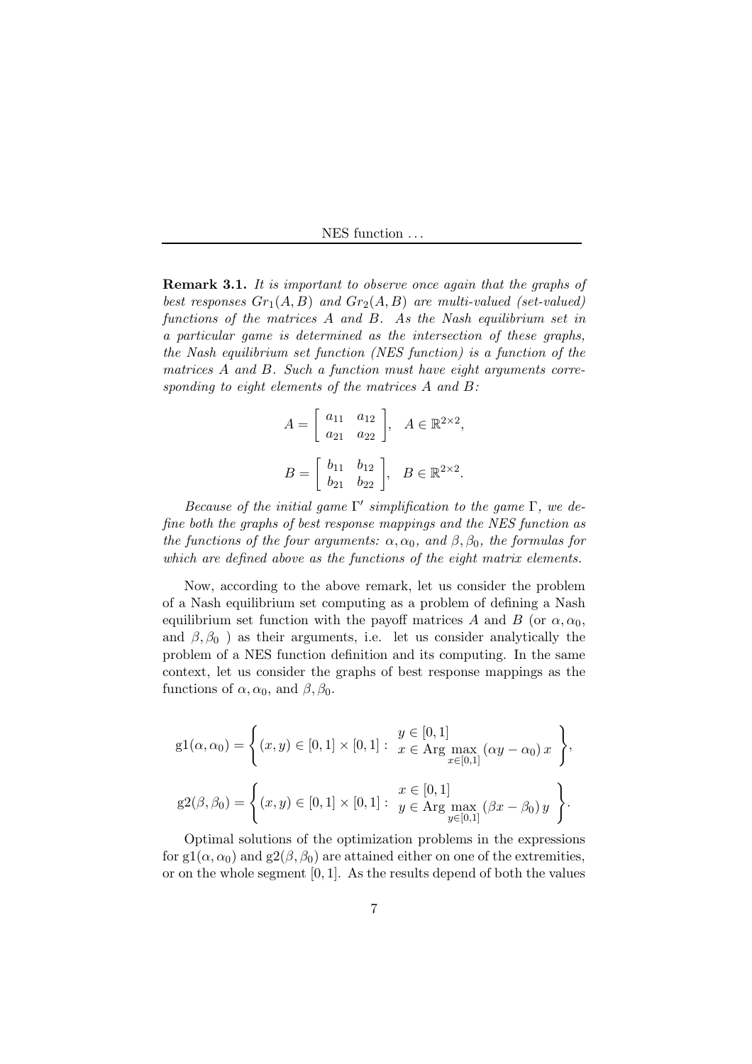**Remark 3.1.** *It is important to observe once again that the graphs of best responses $Gr_1(A, B)$ and $Gr_2(A, B)$ are multi-valued (set-valued) functions of the matrices $A$ and $B$. As the Nash equilibrium set in a particular game is determined as the intersection of these graphs, the Nash equilibrium set function (NES function) is a function of the matrices $A$ and $B$. Such a function must have eight arguments corresponding to eight elements of the matrices $A$ and $B$:*

$$A = \begin{bmatrix} a_{11} & a_{12} \\ a_{21} & a_{22} \end{bmatrix}, \quad A \in \mathbb{R}^{2\times 2},$$

$$B = \begin{bmatrix} b_{11} & b_{12} \\ b_{21} & b_{22} \end{bmatrix}, \quad B \in \mathbb{R}^{2\times 2}.$$

*Because of the initial game $\Gamma'$ simplification to the game $\Gamma$, we define both the graphs of best response mappings and the NES function as the functions of the four arguments: $\alpha, \alpha_0$, and $\beta, \beta_0$, the formulas for which are defined above as the functions of the eight matrix elements.*

Now, according to the above remark, let us consider the problem of a Nash equilibrium set computing as a problem of defining a Nash equilibrium set function with the payoff matrices $A$ and $B$ (or $\alpha, \alpha_0$, and $\beta, \beta_0$ ) as their arguments, i.e. let us consider analytically the problem of a NES function definition and its computing. In the same context, let us consider the graphs of best response mappings as the functions of $\alpha, \alpha_0$, and $\beta, \beta_0$.

$$\mathrm{g1}(\alpha, \alpha_0) = \left\{ (x, y) \in [0,1] \times [0,1] : \begin{array}{l} y \in [0,1] \\ x \in \mathrm{Arg} \max\limits_{x \in [0,1]} (\alpha y - \alpha_0)\, x \end{array} \right\},$$

$$\mathrm{g2}(\beta, \beta_0) = \left\{ (x, y) \in [0,1] \times [0,1] : \begin{array}{l} x \in [0,1] \\ y \in \mathrm{Arg} \max\limits_{y \in [0,1]} (\beta x - \beta_0)\, y \end{array} \right\}.$$

Optimal solutions of the optimization problems in the expressions for $\mathrm{g1}(\alpha, \alpha_0)$ and $\mathrm{g2}(\beta, \beta_0)$ are attained either on one of the extremities, or on the whole segment $[0, 1]$. As the results depend of both the values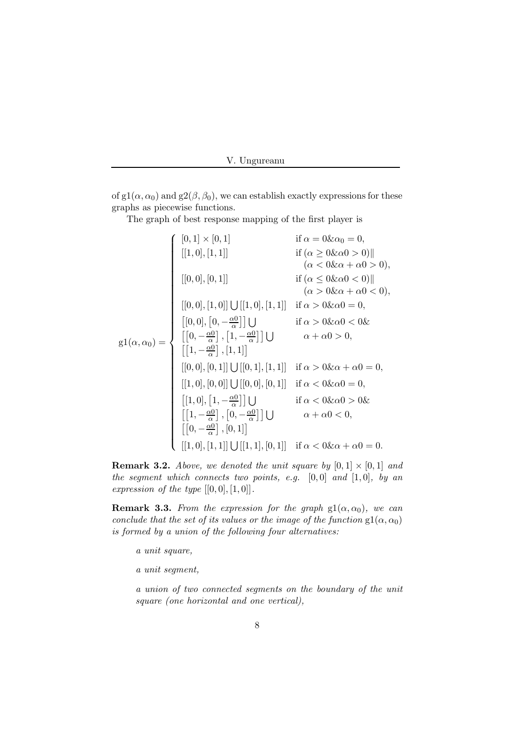of $\mathrm{g1}(\alpha, \alpha_0)$ and $\mathrm{g2}(\beta, \beta_0)$, we can establish exactly expressions for these graphs as piecewise functions.

The graph of best response mapping of the first player is

$$
\mathrm{g1}(\alpha, \alpha_0) = \begin{cases}
[0,1] \times [0,1] & \text{if } \alpha = 0 \& \alpha_0 = 0, \\
[[1,0],[1,1]] & \text{if } (\alpha \geq 0 \& \alpha 0 > 0) \| \\
 & \quad (\alpha < 0 \& \alpha + \alpha 0 > 0), \\
[[0,0],[0,1]] & \text{if } (\alpha \leq 0 \& \alpha 0 < 0) \| \\
 & \quad (\alpha > 0 \& \alpha + \alpha 0 < 0), \\
[[0,0],[1,0]] \bigcup [[1,0],[1,1]] & \text{if } \alpha > 0 \& \alpha 0 = 0, \\
\left[[0,0], \left[0, -\frac{\alpha 0}{\alpha}\right]\right] \bigcup & \text{if } \alpha > 0 \& \alpha 0 < 0 \& \\
\left[\left[0, -\frac{\alpha 0}{\alpha}\right], \left[1, -\frac{\alpha 0}{\alpha}\right]\right] \bigcup & \quad \alpha + \alpha 0 > 0, \\
\left[\left[1, -\frac{\alpha 0}{\alpha}\right], [1,1]\right] & \\
[[0,0],[0,1]] \bigcup [[0,1],[1,1]] & \text{if } \alpha > 0 \& \alpha + \alpha 0 = 0, \\
[[1,0],[0,0]] \bigcup [[0,0],[0,1]] & \text{if } \alpha < 0 \& \alpha 0 = 0, \\
\left[[1,0], \left[1, -\frac{\alpha 0}{\alpha}\right]\right] \bigcup & \text{if } \alpha < 0 \& \alpha 0 > 0 \& \\
\left[\left[1, -\frac{\alpha 0}{\alpha}\right], \left[0, -\frac{\alpha 0}{\alpha}\right]\right] \bigcup & \quad \alpha + \alpha 0 < 0, \\
\left[\left[0, -\frac{\alpha 0}{\alpha}\right], [0,1]\right] & \\
[[1,0],[1,1]] \bigcup [[1,1],[0,1]] & \text{if } \alpha < 0 \& \alpha + \alpha 0 = 0.
\end{cases}
$$

**Remark 3.2.** *Above, we denoted the unit square by* $[0,1] \times [0,1]$ *and the segment which connects two points, e.g.* $[0,0]$ *and* $[1,0]$*, by an expression of the type* $[[0,0],[1,0]]$.

**Remark 3.3.** *From the expression for the graph* $\mathrm{g1}(\alpha, \alpha_0)$*, we can conclude that the set of its values or the image of the function* $\mathrm{g1}(\alpha, \alpha_0)$ *is formed by a union of the following four alternatives:*

*a unit square,*

*a unit segment,*

*a union of two connected segments on the boundary of the unit square (one horizontal and one vertical),*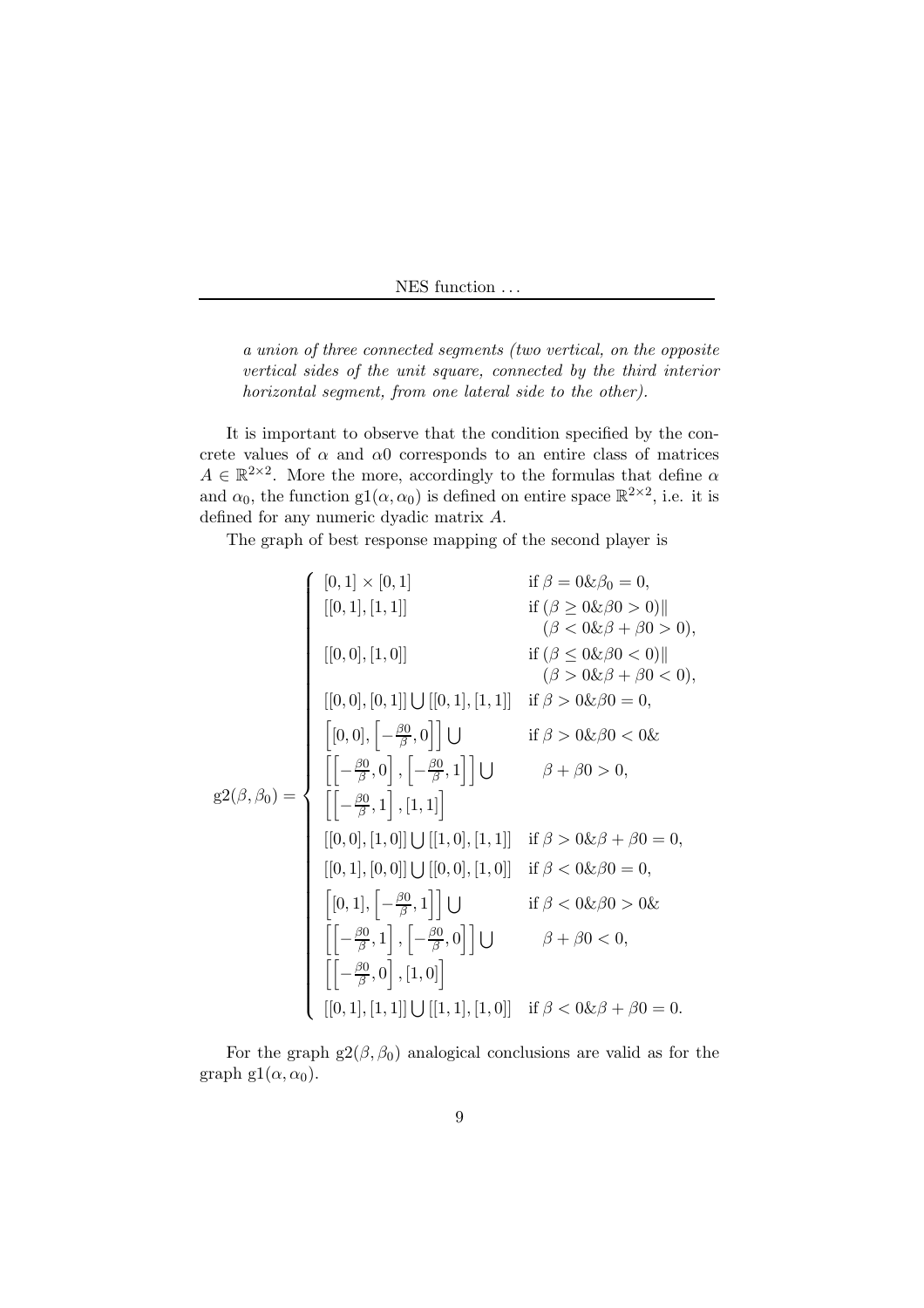*a union of three connected segments (two vertical, on the opposite vertical sides of the unit square, connected by the third interior horizontal segment, from one lateral side to the other).*

It is important to observe that the condition specified by the concrete values of $\alpha$ and $\alpha 0$ corresponds to an entire class of matrices $A \in \mathbb{R}^{2\times 2}$. More the more, accordingly to the formulas that define $\alpha$ and $\alpha_0$, the function $\mathrm{g1}(\alpha, \alpha_0)$ is defined on entire space $\mathbb{R}^{2\times 2}$, i.e. it is defined for any numeric dyadic matrix $A$.

The graph of best response mapping of the second player is

$$
\mathrm{g2}(\beta,\beta_0) = \begin{cases}
[0,1]\times[0,1] & \text{if } \beta = 0 \& \beta_0 = 0, \\
[[0,1],[1,1]] & \text{if } (\beta \geq 0 \& \beta 0 > 0) \| \\
 & \quad (\beta < 0 \& \beta + \beta 0 > 0), \\
[[0,0],[1,0]] & \text{if } (\beta \leq 0 \& \beta 0 < 0) \| \\
 & \quad (\beta > 0 \& \beta + \beta 0 < 0), \\
[[0,0],[0,1]] \bigcup [[0,1],[1,1]] & \text{if } \beta > 0 \& \beta 0 = 0, \\
\left[[0,0],\left[-\frac{\beta 0}{\beta},0\right]\right] \bigcup & \text{if } \beta > 0 \& \beta 0 < 0 \& \\
\left[\left[-\frac{\beta 0}{\beta},0\right],\left[-\frac{\beta 0}{\beta},1\right]\right] \bigcup & \quad \beta + \beta 0 > 0, \\
\left[\left[-\frac{\beta 0}{\beta},1\right],[1,1]\right] & \\
[[0,0],[1,0]] \bigcup [[1,0],[1,1]] & \text{if } \beta > 0 \& \beta + \beta 0 = 0, \\
[[0,1],[0,0]] \bigcup [[0,0],[1,0]] & \text{if } \beta < 0 \& \beta 0 = 0, \\
\left[[0,1],\left[-\frac{\beta 0}{\beta},1\right]\right] \bigcup & \text{if } \beta < 0 \& \beta 0 > 0 \& \\
\left[\left[-\frac{\beta 0}{\beta},1\right],\left[-\frac{\beta 0}{\beta},0\right]\right] \bigcup & \quad \beta + \beta 0 < 0, \\
\left[\left[-\frac{\beta 0}{\beta},0\right],[1,0]\right] & \\
[[0,1],[1,1]] \bigcup [[1,1],[1,0]] & \text{if } \beta < 0 \& \beta + \beta 0 = 0.
\end{cases}
$$

For the graph $\mathrm{g2}(\beta, \beta_0)$ analogical conclusions are valid as for the graph $\mathrm{g1}(\alpha, \alpha_0)$.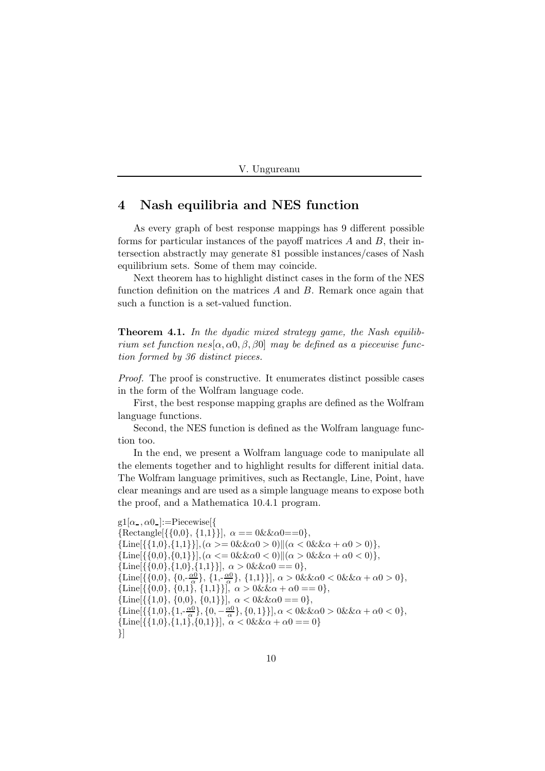## 4 Nash equilibria and NES function

As every graph of best response mappings has 9 different possible forms for particular instances of the payoff matrices $A$ and $B$, their intersection abstractly may generate 81 possible instances/cases of Nash equilibrium sets. Some of them may coincide.

Next theorem has to highlight distinct cases in the form of the NES function definition on the matrices $A$ and $B$. Remark once again that such a function is a set-valued function.

**Theorem 4.1.** *In the dyadic mixed strategy game, the Nash equilibrium set function $nes[\alpha, \alpha 0, \beta, \beta 0]$ may be defined as a piecewise function formed by 36 distinct pieces.*

*Proof.* The proof is constructive. It enumerates distinct possible cases in the form of the Wolfram language code.

First, the best response mapping graphs are defined as the Wolfram language functions.

Second, the NES function is defined as the Wolfram language function too.

In the end, we present a Wolfram language code to manipulate all the elements together and to highlight results for different initial data. The Wolfram language primitives, such as Rectangle, Line, Point, have clear meanings and are used as a simple language means to expose both the proof, and a Mathematica 10.4.1 program.

```
g1[α_, α0_]:=Piecewise[{
{Rectangle[{{0,0}, {1,1}}], α == 0&&α0==0},
{Line[{{1,0},{1,1}}],(α >= 0&&α0 > 0)||(α < 0&&α + α0 > 0)},
{Line[{{0,0},{0,1}}],(α <= 0&&α0 < 0)||(α > 0&&α + α0 < 0)},
{Line[{{0,0},{1,0},{1,1}}], α > 0&&α0 == 0},
{Line[{{0,0}, {0,-α0/α}, {1,-α0/α}, {1,1}}], α > 0&&α0 < 0&&α + α0 > 0},
{Line[{{0,0}, {0,1}, {1,1}}], α > 0&&α + α0 == 0},
{Line[{{1,0}, {0,0}, {0,1}}], α < 0&&α0 == 0},
{Line[{{1,0},{1,-α0/α}, {0, -α0/α}, {0,1}}], α < 0&&α0 > 0&&α + α0 < 0},
{Line[{{1,0},{1,1},{0,1}}], α < 0&&α + α0 == 0}
}]
```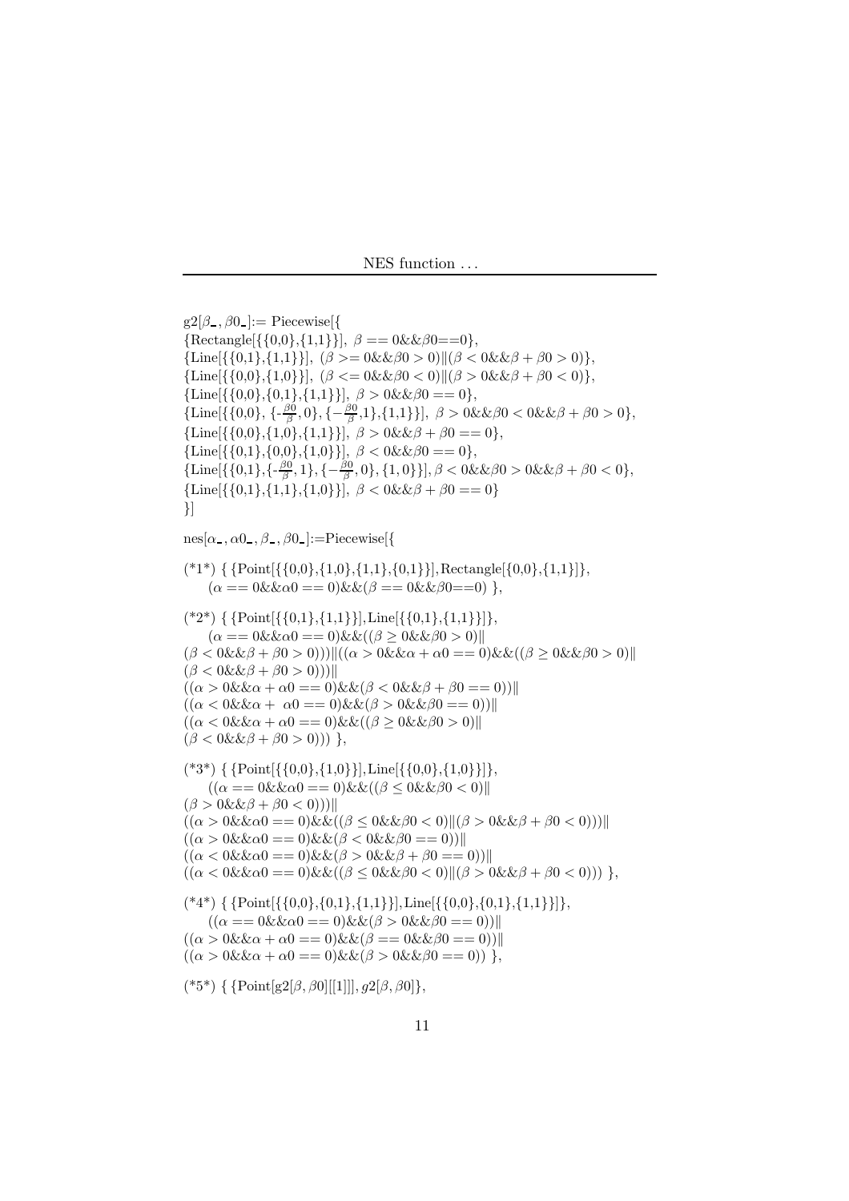```
g2[β_, β0_]:= Piecewise[{
{Rectangle[{{0,0},{1,1}}], β == 0&&β0==0},
{Line[{{0,1},{1,1}}], (β >= 0&&β0 > 0)||(β < 0&&β + β0 > 0)},
{Line[{{0,0},{1,0}}], (β <= 0&&β0 < 0)||(β > 0&&β + β0 < 0)},
{Line[{{0,0},{0,1},{1,1}}], β > 0&&β0 == 0},
{Line[{{0,0}, {-β0/β, 0}, {-β0/β,1},{1,1}}], β > 0&&β0 < 0&&β + β0 > 0},
{Line[{{0,0},{1,0},{1,1}}], β > 0&&β + β0 == 0},
{Line[{{0,1},{0,0},{1,0}}], β < 0&&β0 == 0},
{Line[{{0,1},{-β0/β, 1}, {-β0/β, 0}, {1, 0}}], β < 0&&β0 > 0&&β + β0 < 0},
{Line[{{0,1},{1,1},{1,0}}], β < 0&&β + β0 == 0}
}]

nes[α_, α0_, β_, β0_]:=Piecewise[{

(*1*) { {Point[{{0,0},{1,0},{1,1},{0,1}}],Rectangle[{0,0},{1,1}]},
     (α == 0&&α0 == 0)&&(β == 0&&β0==0) },

(*2*) { {Point[{{0,1},{1,1}}],Line[{{0,1},{1,1}}]},
     (α == 0&&α0 == 0)&&((β ≥ 0&&β0 > 0)||
(β < 0&&β + β0 > 0)))||((α > 0&&α + α0 == 0)&&((β ≥ 0&&β0 > 0)||
(β < 0&&β + β0 > 0)))||
((α > 0&&α + α0 == 0)&&(β < 0&&β + β0 == 0))||
((α < 0&&α +  α0 == 0)&&(β > 0&&β0 == 0))||
((α < 0&&α + α0 == 0)&&((β ≥ 0&&β0 > 0)||
(β < 0&&β + β0 > 0))) },

(*3*) { {Point[{{0,0},{1,0}}],Line[{{0,0},{1,0}}]},
     ((α == 0&&α0 == 0)&&((β ≤ 0&&β0 < 0)||
(β > 0&&β + β0 < 0)))||
((α > 0&&α0 == 0)&&((β ≤ 0&&β0 < 0)||(β > 0&&β + β0 < 0)))||
((α > 0&&α0 == 0)&&(β < 0&&β0 == 0))||
((α < 0&&α0 == 0)&&(β > 0&&β + β0 == 0))||
((α < 0&&α0 == 0)&&((β ≤ 0&&β0 < 0)||(β > 0&&β + β0 < 0))) },

(*4*) { {Point[{{0,0},{0,1},{1,1}}],Line[{{0,0},{0,1},{1,1}}]},
     ((α == 0&&α0 == 0)&&(β > 0&&β0 == 0))||
((α > 0&&α + α0 == 0)&&(β == 0&&β0 == 0))||
((α > 0&&α + α0 == 0)&&(β > 0&&β0 == 0)) },

(*5*) { {Point[g2[β, β0][[1]]], g2[β, β0]},
```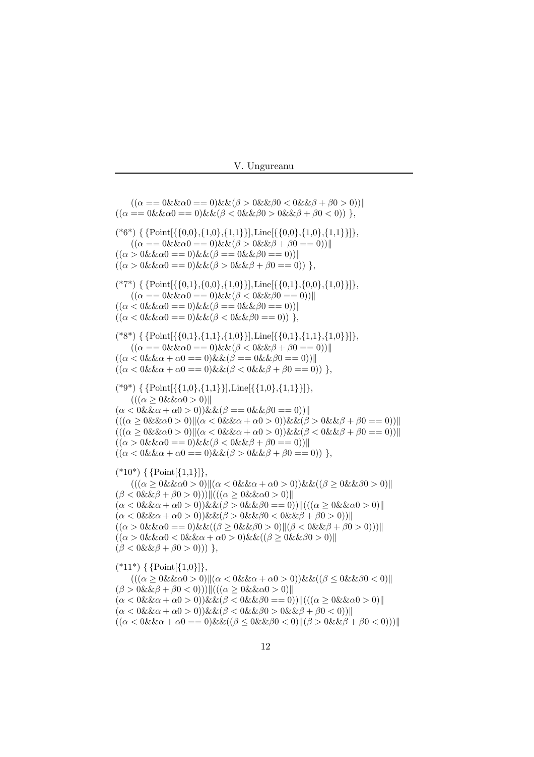$((\alpha == 0 \&\& \alpha 0 == 0) \&\& (\beta > 0 \&\& \beta 0 < 0 \&\& \beta + \beta 0 > 0))\|$
$((\alpha == 0 \&\& \alpha 0 == 0) \&\& (\beta < 0 \&\& \beta 0 > 0 \&\& \beta + \beta 0 < 0))$ },

(*6*) { {Point[{{0,0},{1,0},{1,1}}],Line[{{0,0},{1,0},{1,1}}]},
$((\alpha == 0 \&\& \alpha 0 == 0) \&\& (\beta > 0 \&\& \beta + \beta 0 == 0))\|$
$((\alpha > 0 \&\& \alpha 0 == 0) \&\& (\beta == 0 \&\& \beta 0 == 0))\|$
$((\alpha > 0 \&\& \alpha 0 == 0) \&\& (\beta > 0 \&\& \beta + \beta 0 == 0))$ },

(*7*) { {Point[{{0,1},{0,0},{1,0}}],Line[{{0,1},{0,0},{1,0}}]},
$((\alpha == 0 \&\& \alpha 0 == 0) \&\& (\beta < 0 \&\& \beta 0 == 0))\|$
$((\alpha < 0 \&\& \alpha 0 == 0) \&\& (\beta == 0 \&\& \beta 0 == 0))\|$
$((\alpha < 0 \&\& \alpha 0 == 0) \&\& (\beta < 0 \&\& \beta 0 == 0))$ },

(*8*) { {Point[{{0,1},{1,1},{1,0}}],Line[{{0,1},{1,1},{1,0}}]},
$((\alpha == 0 \&\& \alpha 0 == 0) \&\& (\beta < 0 \&\& \beta + \beta 0 == 0))\|$
$((\alpha < 0 \&\& \alpha + \alpha 0 == 0) \&\& (\beta == 0 \&\& \beta 0 == 0))\|$
$((\alpha < 0 \&\& \alpha + \alpha 0 == 0) \&\& (\beta < 0 \&\& \beta + \beta 0 == 0))$ },

(*9*) { {Point[{{1,0},{1,1}}],Line[{{1,0},{1,1}}]},
$(((\alpha \geq 0 \&\& \alpha 0 > 0)\|$
$(\alpha < 0 \&\& \alpha + \alpha 0 > 0)) \&\& (\beta == 0 \&\& \beta 0 == 0))\|$
$(((\alpha \geq 0 \&\& \alpha 0 > 0)\|(\alpha < 0 \&\& \alpha + \alpha 0 > 0)) \&\& (\beta > 0 \&\& \beta + \beta 0 == 0))\|$
$(((\alpha \geq 0 \&\& \alpha 0 > 0)\|(\alpha < 0 \&\& \alpha + \alpha 0 > 0)) \&\& (\beta < 0 \&\& \beta + \beta 0 == 0))\|$
$((\alpha > 0 \&\& \alpha 0 == 0) \&\& (\beta < 0 \&\& \beta + \beta 0 == 0))\|$
$((\alpha < 0 \&\& \alpha + \alpha 0 == 0) \&\& (\beta > 0 \&\& \beta + \beta 0 == 0))$ },

(*10*) { {Point[{1,1}]},
$(((\alpha \geq 0 \&\& \alpha 0 > 0)\|(\alpha < 0 \&\& \alpha + \alpha 0 > 0)) \&\& ((\beta \geq 0 \&\& \beta 0 > 0)\|$
$(\beta < 0 \&\& \beta + \beta 0 > 0)))\|(((\alpha \geq 0 \&\& \alpha 0 > 0)\|$
$(\alpha < 0 \&\& \alpha + \alpha 0 > 0)) \&\& (\beta > 0 \&\& \beta 0 == 0))\|(((\alpha \geq 0 \&\& \alpha 0 > 0)\|$
$(\alpha < 0 \&\& \alpha + \alpha 0 > 0)) \&\& (\beta > 0 \&\& \beta 0 < 0 \&\& \beta + \beta 0 > 0))\|$
$((\alpha > 0 \&\& \alpha 0 == 0) \&\& ((\beta \geq 0 \&\& \beta 0 > 0)\|(\beta < 0 \&\& \beta + \beta 0 > 0)))\|$
$((\alpha > 0 \&\& \alpha 0 < 0 \&\& \alpha + \alpha 0 > 0) \&\& ((\beta \geq 0 \&\& \beta 0 > 0)\|$
$(\beta < 0 \&\& \beta + \beta 0 > 0)))$ },

(*11*) { {Point[{1,0}]},
$(((\alpha \geq 0 \&\& \alpha 0 > 0)\|(\alpha < 0 \&\& \alpha + \alpha 0 > 0)) \&\& ((\beta \leq 0 \&\& \beta 0 < 0)\|$
$(\beta > 0 \&\& \beta + \beta 0 < 0)))\|(((\alpha \geq 0 \&\& \alpha 0 > 0)\|$
$(\alpha < 0 \&\& \alpha + \alpha 0 > 0)) \&\& (\beta < 0 \&\& \beta 0 == 0))\|(((\alpha \geq 0 \&\& \alpha 0 > 0)\|$
$(\alpha < 0 \&\& \alpha + \alpha 0 > 0)) \&\& (\beta < 0 \&\& \beta 0 > 0 \&\& \beta + \beta 0 < 0))\|$
$((\alpha < 0 \&\& \alpha + \alpha 0 == 0) \&\& ((\beta \leq 0 \&\& \beta 0 < 0)\|(\beta > 0 \&\& \beta + \beta 0 < 0)))\|$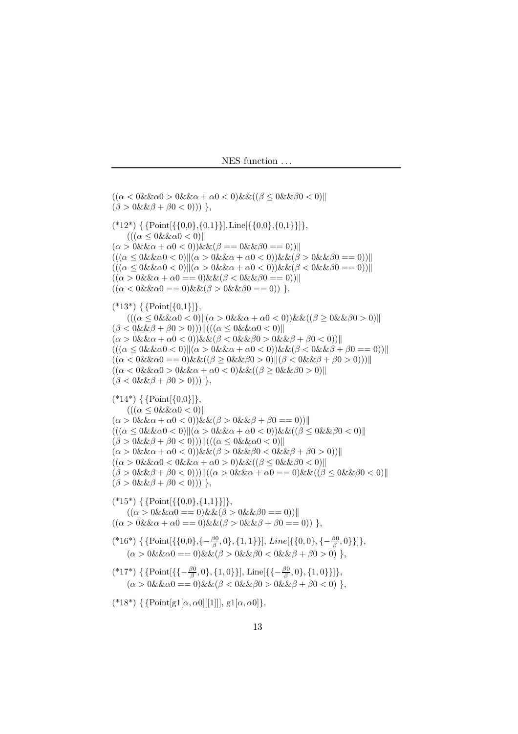$((\alpha < 0\&\&\alpha 0 > 0\&\&\alpha + \alpha 0 < 0)\&\&((\beta \leq 0\&\&\beta 0 < 0)\|$
$(\beta > 0\&\&\beta + \beta 0 < 0)))$ },

(*12*) { {Point[{{0,0},{0,1}}],Line[{{0,0},{0,1}}]},
$(((\alpha \leq 0\&\&\alpha 0 < 0)\|$
$(\alpha > 0\&\&\alpha + \alpha 0 < 0))\&\&(\beta == 0\&\&\beta 0 == 0))\|$
$(((\alpha \leq 0\&\&\alpha 0 < 0)\|(\alpha > 0\&\&\alpha + \alpha 0 < 0))\&\&(\beta > 0\&\&\beta 0 == 0))\|$
$(((\alpha \leq 0\&\&\alpha 0 < 0)\|(\alpha > 0\&\&\alpha + \alpha 0 < 0))\&\&(\beta < 0\&\&\beta 0 == 0))\|$
$((\alpha > 0\&\&\alpha + \alpha 0 == 0)\&\&(\beta < 0\&\&\beta 0 == 0))\|$
$((\alpha < 0\&\&\alpha 0 == 0)\&\&(\beta > 0\&\&\beta 0 == 0))$ },

(*13*) { {Point[{0,1}]},
$(((\alpha \leq 0\&\&\alpha 0 < 0)\|(\alpha > 0\&\&\alpha + \alpha 0 < 0))\&\&((\beta \geq 0\&\&\beta 0 > 0)\|$
$(\beta < 0\&\&\beta + \beta 0 > 0)))\|(((\alpha \leq 0\&\&\alpha 0 < 0)\|$
$(\alpha > 0\&\&\alpha + \alpha 0 < 0))\&\&(\beta < 0\&\&\beta 0 > 0\&\&\beta + \beta 0 < 0))\|$
$(((\alpha \leq 0\&\&\alpha 0 < 0)\|(\alpha > 0\&\&\alpha + \alpha 0 < 0))\&\&(\beta < 0\&\&\beta + \beta 0 == 0))\|$
$((\alpha < 0\&\&\alpha 0 == 0)\&\&((\beta \geq 0\&\&\beta 0 > 0)\|(\beta < 0\&\&\beta + \beta 0 > 0)))\|$
$((\alpha < 0\&\&\alpha 0 > 0\&\&\alpha + \alpha 0 < 0)\&\&((\beta \geq 0\&\&\beta 0 > 0)\|$
$(\beta < 0\&\&\beta + \beta 0 > 0)))$ },

(*14*) { {Point[{0,0}]},
$(((\alpha \leq 0\&\&\alpha 0 < 0)\|$
$(\alpha > 0\&\&\alpha + \alpha 0 < 0))\&\&(\beta > 0\&\&\beta + \beta 0 == 0))\|$
$(((\alpha \leq 0\&\&\alpha 0 < 0)\|(\alpha > 0\&\&\alpha + \alpha 0 < 0))\&\&((\beta \leq 0\&\&\beta 0 < 0)\|$
$(\beta > 0\&\&\beta + \beta 0 < 0)))\|(((\alpha \leq 0\&\&\alpha 0 < 0)\|$
$(\alpha > 0\&\&\alpha + \alpha 0 < 0))\&\&(\beta > 0\&\&\beta 0 < 0\&\&\beta + \beta 0 > 0))\|$
$((\alpha > 0\&\&\alpha 0 < 0\&\&\alpha + \alpha 0 > 0)\&\&((\beta \leq 0\&\&\beta 0 < 0)\|$
$(\beta > 0\&\&\beta + \beta 0 < 0)))\|((\alpha > 0\&\&\alpha + \alpha 0 == 0)\&\&((\beta \leq 0\&\&\beta 0 < 0)\|$
$(\beta > 0\&\&\beta + \beta 0 < 0)))$ },

(*15*) { {Point[{{0,0},{1,1}}]},
$((\alpha > 0\&\&\alpha 0 == 0)\&\&(\beta > 0\&\&\beta 0 == 0))\|$
$((\alpha > 0\&\&\alpha + \alpha 0 == 0)\&\&(\beta > 0\&\&\beta + \beta 0 == 0))$ },

(*16*) { {Point[{{0,0},$\{-\frac{\beta 0}{\beta}, 0\}$, {1, 1}}], *Line*[{{0, 0}, $\{-\frac{\beta 0}{\beta}, 0\}$}]},
$(\alpha > 0\&\&\alpha 0 == 0)\&\&(\beta > 0\&\&\beta 0 < 0\&\&\beta + \beta 0 > 0)$ },

(*17*) { {Point[{$\{-\frac{\beta 0}{\beta}, 0\}$, {1, 0}}], Line[{$\{-\frac{\beta 0}{\beta}, 0\}$, {1, 0}}]},
$(\alpha > 0\&\&\alpha 0 == 0)\&\&(\beta < 0\&\&\beta 0 > 0\&\&\beta + \beta 0 < 0)$ },

(*18*) { {Point[g1[$\alpha$, $\alpha$0][[1]]], g1[$\alpha$, $\alpha$0]},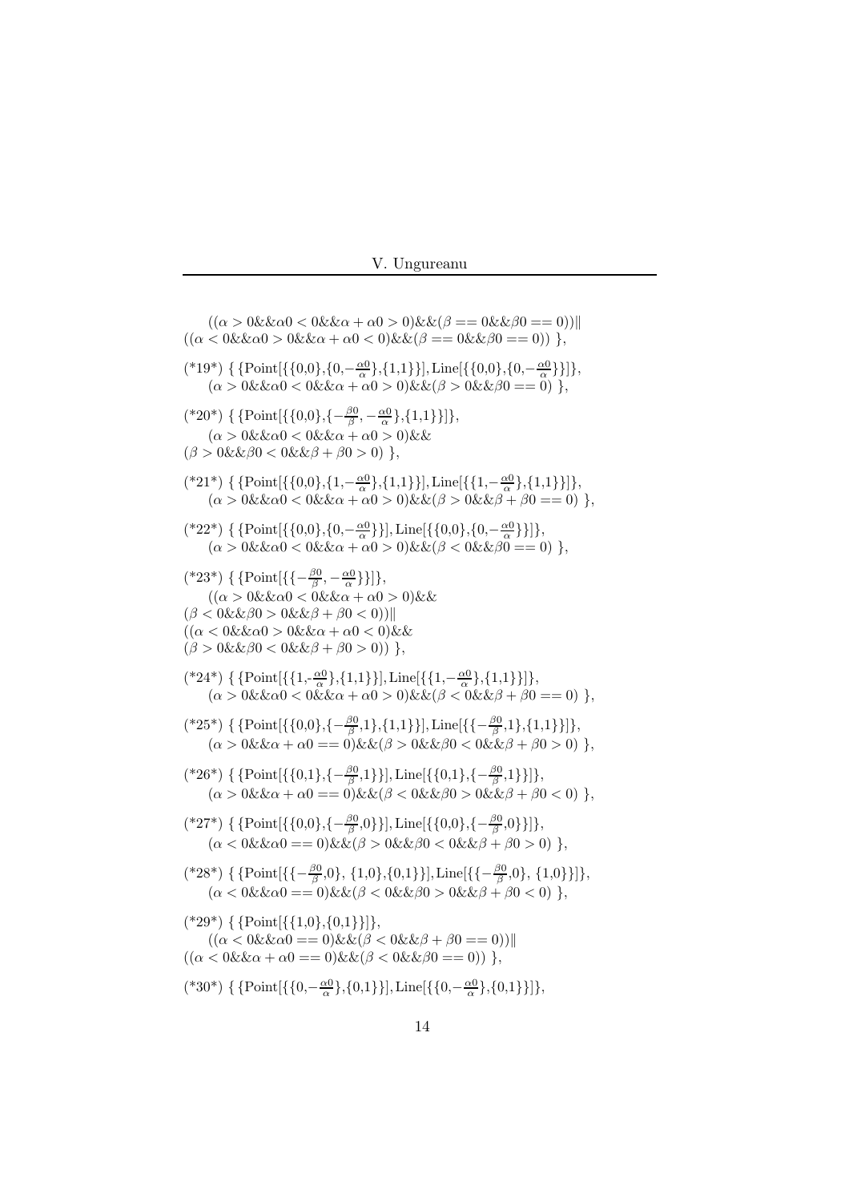$((\alpha > 0 \&\& \alpha 0 < 0 \&\& \alpha + \alpha 0 > 0) \&\& (\beta == 0 \&\& \beta 0 == 0)) \|$
$((\alpha < 0 \&\& \alpha 0 > 0 \&\& \alpha + \alpha 0 < 0) \&\& (\beta == 0 \&\& \beta 0 == 0))$ },

(*19*) { {Point[{{0,0},{0, $-\frac{\alpha 0}{\alpha}$},{1,1}}], Line[{{0,0},{0, $-\frac{\alpha 0}{\alpha}$}}]},
$(\alpha > 0 \&\& \alpha 0 < 0 \&\& \alpha + \alpha 0 > 0) \&\& (\beta > 0 \&\& \beta 0 == 0)$ },

(*20*) { {Point[{{0,0},{ $-\frac{\beta 0}{\beta}$, $-\frac{\alpha 0}{\alpha}$},{1,1}}]},
$(\alpha > 0 \&\& \alpha 0 < 0 \&\& \alpha + \alpha 0 > 0) \&\&$
$(\beta > 0 \&\& \beta 0 < 0 \&\& \beta + \beta 0 > 0)$ },

(*21*) { {Point[{{0,0},{1, $-\frac{\alpha 0}{\alpha}$},{1,1}}], Line[{{1, $-\frac{\alpha 0}{\alpha}$},{1,1}}]},
$(\alpha > 0 \&\& \alpha 0 < 0 \&\& \alpha + \alpha 0 > 0) \&\& (\beta > 0 \&\& \beta + \beta 0 == 0)$ },

(*22*) { {Point[{{0,0},{0, $-\frac{\alpha 0}{\alpha}$}}], Line[{{0,0},{0, $-\frac{\alpha 0}{\alpha}$}}]},
$(\alpha > 0 \&\& \alpha 0 < 0 \&\& \alpha + \alpha 0 > 0) \&\& (\beta < 0 \&\& \beta 0 == 0)$ },

(*23*) { {Point[{{ $-\frac{\beta 0}{\beta}$, $-\frac{\alpha 0}{\alpha}$}}]},
$((\alpha > 0 \&\& \alpha 0 < 0 \&\& \alpha + \alpha 0 > 0) \&\&$
$(\beta < 0 \&\& \beta 0 > 0 \&\& \beta + \beta 0 < 0)) \|$
$((\alpha < 0 \&\& \alpha 0 > 0 \&\& \alpha + \alpha 0 < 0) \&\&$
$(\beta > 0 \&\& \beta 0 < 0 \&\& \beta + \beta 0 > 0))$ },

(*24*) { {Point[{{1, $-\frac{\alpha 0}{\alpha}$},{1,1}}], Line[{{1, $-\frac{\alpha 0}{\alpha}$},{1,1}}]},
$(\alpha > 0 \&\& \alpha 0 < 0 \&\& \alpha + \alpha 0 > 0) \&\& (\beta < 0 \&\& \beta + \beta 0 == 0)$ },

(*25*) { {Point[{{0,0},{ $-\frac{\beta 0}{\beta}$,1},{1,1}}], Line[{{ $-\frac{\beta 0}{\beta}$,1},{1,1}}]},
$(\alpha > 0 \&\& \alpha + \alpha 0 == 0) \&\& (\beta > 0 \&\& \beta 0 < 0 \&\& \beta + \beta 0 > 0)$ },

(*26*) { {Point[{{0,1},{ $-\frac{\beta 0}{\beta}$,1}}], Line[{{0,1},{ $-\frac{\beta 0}{\beta}$,1}}]},
$(\alpha > 0 \&\& \alpha + \alpha 0 == 0) \&\& (\beta < 0 \&\& \beta 0 > 0 \&\& \beta + \beta 0 < 0)$ },

(*27*) { {Point[{{0,0},{ $-\frac{\beta 0}{\beta}$,0}}], Line[{{0,0},{ $-\frac{\beta 0}{\beta}$,0}}]},
$(\alpha < 0 \&\& \alpha 0 == 0) \&\& (\beta > 0 \&\& \beta 0 < 0 \&\& \beta + \beta 0 > 0)$ },

(*28*) { {Point[{{ $-\frac{\beta 0}{\beta}$,0}, {1,0},{0,1}}], Line[{{ $-\frac{\beta 0}{\beta}$,0}, {1,0}}]},
$(\alpha < 0 \&\& \alpha 0 == 0) \&\& (\beta < 0 \&\& \beta 0 > 0 \&\& \beta + \beta 0 < 0)$ },

(*29*) { {Point[{{1,0},{0,1}}]},
$((\alpha < 0 \&\& \alpha 0 == 0) \&\& (\beta < 0 \&\& \beta + \beta 0 == 0)) \|$
$((\alpha < 0 \&\& \alpha + \alpha 0 == 0) \&\& (\beta < 0 \&\& \beta 0 == 0))$ },

(*30*) { {Point[{{0, $-\frac{\alpha 0}{\alpha}$},{0,1}}], Line[{{0, $-\frac{\alpha 0}{\alpha}$},{0,1}}]},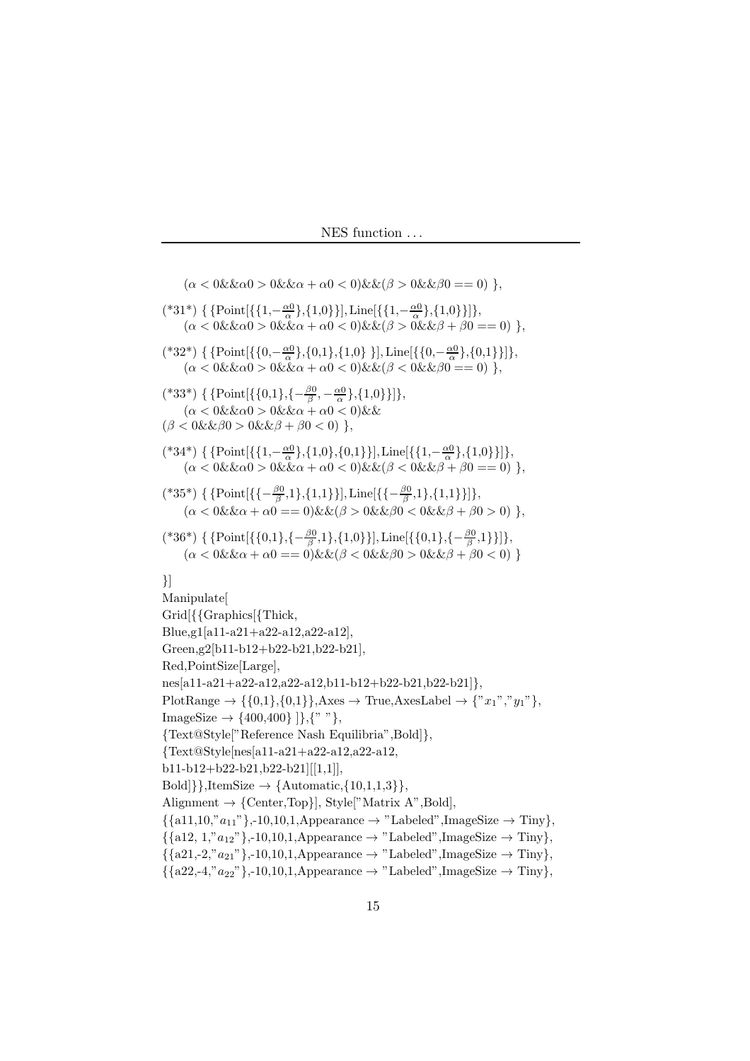```
(α < 0&&α0 > 0&&α + α0 < 0)&&(β > 0&&β0 == 0) },

(*31*) { {Point[{{1,-α0/α},{1,0}}], Line[{{1,-α0/α},{1,0}}]},
    (α < 0&&α0 > 0&&α + α0 < 0)&&(β > 0&&β + β0 == 0) },

(*32*) { {Point[{{0,-α0/α},{0,1},{1,0} }], Line[{{0,-α0/α},{0,1}}]},
    (α < 0&&α0 > 0&&α + α0 < 0)&&(β < 0&&β0 == 0) },

(*33*) { {Point[{{0,1},{-β0/β, -α0/α},{1,0}}]},
    (α < 0&&α0 > 0&&α + α0 < 0)&&
(β < 0&&β0 > 0&&β + β0 < 0) },

(*34*) { {Point[{{1,-α0/α},{1,0},{0,1}}], Line[{{1,-α0/α},{1,0}}]},
    (α < 0&&α0 > 0&&α + α0 < 0)&&(β < 0&&β + β0 == 0) },

(*35*) { {Point[{{-β0/β,1},{1,1}}], Line[{{-β0/β,1},{1,1}}]},
    (α < 0&&α + α0 == 0)&&(β > 0&&β0 < 0&&β + β0 > 0) },

(*36*) { {Point[{{0,1},{-β0/β,1},{1,0}}], Line[{{0,1},{-β0/β,1}}]},
    (α < 0&&α + α0 == 0)&&(β < 0&&β0 > 0&&β + β0 < 0) }

}]
Manipulate[
Grid[{{Graphics[{Thick,
Blue,g1[a11-a21+a22-a12,a22-a12],
Green,g2[b11-b12+b22-b21,b22-b21],
Red,PointSize[Large],
nes[a11-a21+a22-a12,a22-a12,b11-b12+b22-b21,b22-b21]},
PlotRange → {{0,1},{0,1}},Axes → True,AxesLabel → {"x1","y1"},
ImageSize → {400,400} ]},{" "},
{Text@Style["Reference Nash Equilibria",Bold]},
{Text@Style[nes[a11-a21+a22-a12,a22-a12,
b11-b12+b22-b21,b22-b21][[1,1]],
Bold]}},ItemSize → {Automatic,{10,1,1,3}},
Alignment → {Center,Top}], Style["Matrix A",Bold],
{{a11,10,"a11"},-10,10,1,Appearance → "Labeled",ImageSize → Tiny},
{{a12, 1,"a12"},-10,10,1,Appearance → "Labeled",ImageSize → Tiny},
{{a21,-2,"a21"},-10,10,1,Appearance → "Labeled",ImageSize → Tiny},
{{a22,-4,"a22"},-10,10,1,Appearance → "Labeled",ImageSize → Tiny},
```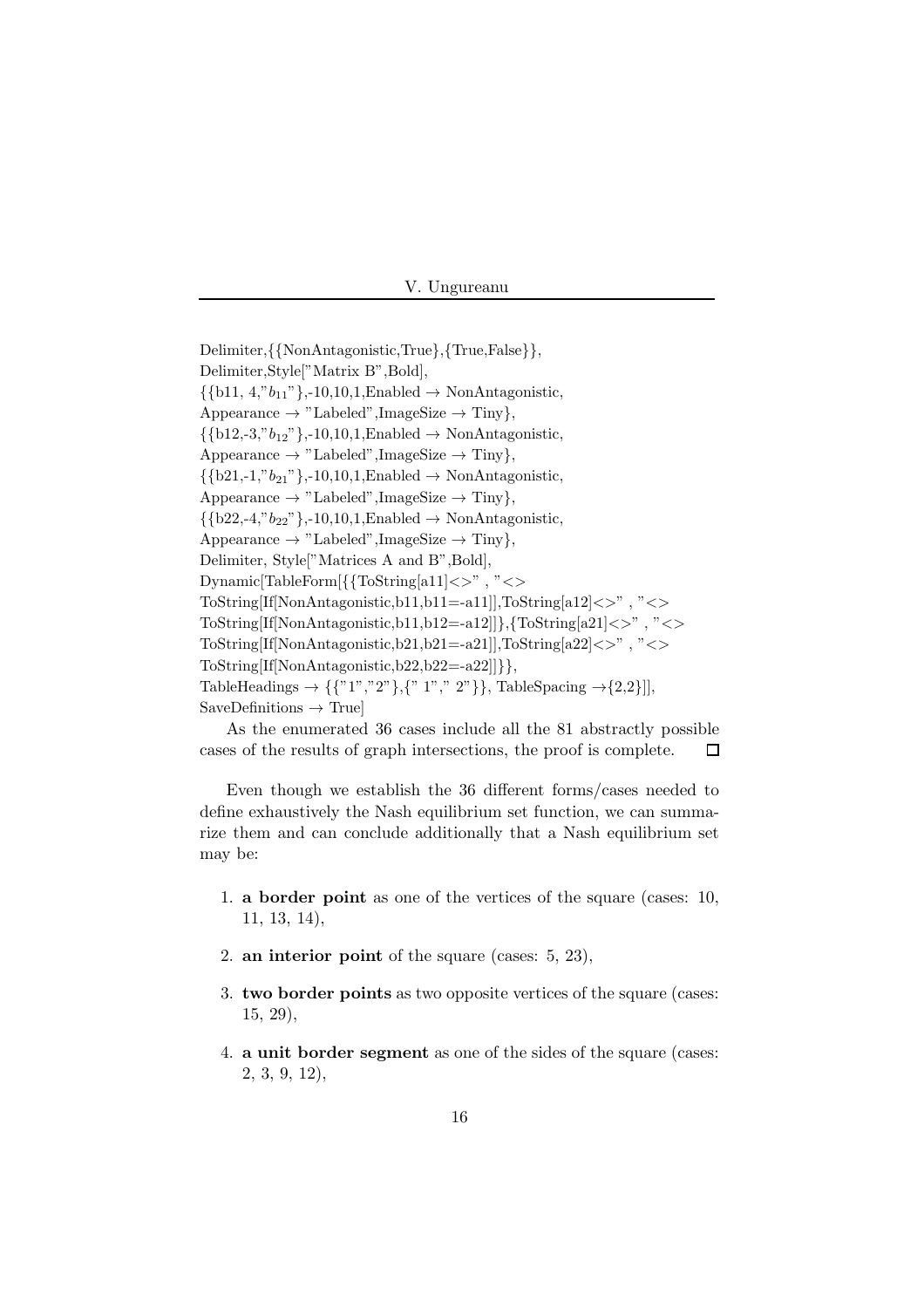```
Delimiter,{{NonAntagonistic,True},{True,False}},
Delimiter,Style["Matrix B",Bold],
{{b11, 4,"b11"},-10,10,1,Enabled → NonAntagonistic,
Appearance → "Labeled",ImageSize → Tiny},
{{b12,-3,"b12"},-10,10,1,Enabled → NonAntagonistic,
Appearance → "Labeled",ImageSize → Tiny},
{{b21,-1,"b21"},-10,10,1,Enabled → NonAntagonistic,
Appearance → "Labeled",ImageSize → Tiny},
{{b22,-4,"b22"},-10,10,1,Enabled → NonAntagonistic,
Appearance → "Labeled",ImageSize → Tiny},
Delimiter, Style["Matrices A and B",Bold],
Dynamic[TableForm[{{ToString[a11]<>" , "<>
ToString[If[NonAntagonistic,b11,b11=-a11]],ToString[a12]<>" , "<>
ToString[If[NonAntagonistic,b11,b12=-a12]]},{ToString[a21]<>" , "<>
ToString[If[NonAntagonistic,b21,b21=-a21]],ToString[a22]<>" , "<>
ToString[If[NonAntagonistic,b22,b22=-a22]]}},
TableHeadings → {{"1","2"},{" 1"," 2"}}, TableSpacing →{2,2}]],
SaveDefinitions → True]
```

As the enumerated 36 cases include all the 81 abstractly possible cases of the results of graph intersections, the proof is complete. □

Even though we establish the 36 different forms/cases needed to define exhaustively the Nash equilibrium set function, we can summarize them and can conclude additionally that a Nash equilibrium set may be:

1. **a border point** as one of the vertices of the square (cases: 10, 11, 13, 14),
2. **an interior point** of the square (cases: 5, 23),
3. **two border points** as two opposite vertices of the square (cases: 15, 29),
4. **a unit border segment** as one of the sides of the square (cases: 2, 3, 9, 12),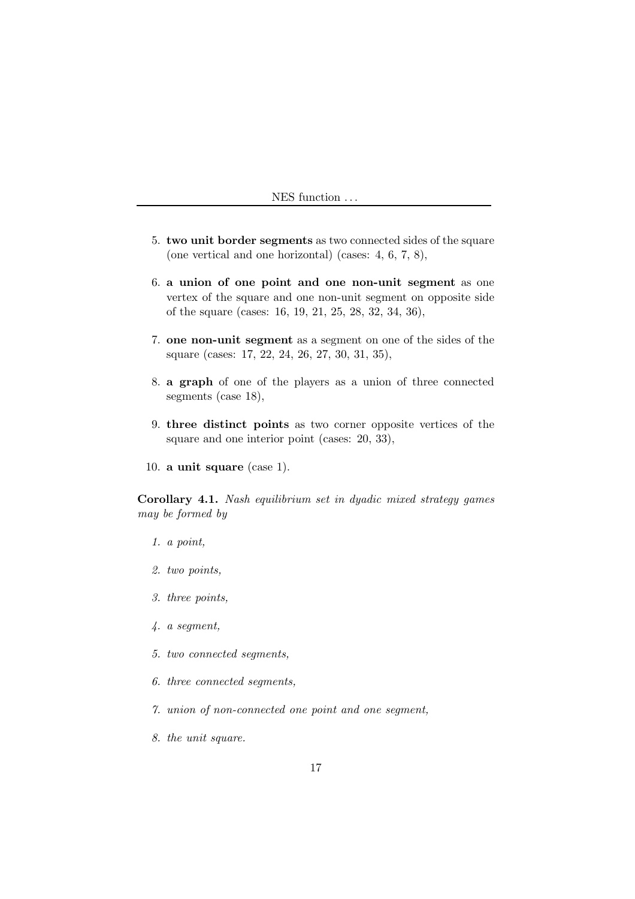5. **two unit border segments** as two connected sides of the square (one vertical and one horizontal) (cases: 4, 6, 7, 8),

6. **a union of one point and one non-unit segment** as one vertex of the square and one non-unit segment on opposite side of the square (cases: 16, 19, 21, 25, 28, 32, 34, 36),

7. **one non-unit segment** as a segment on one of the sides of the square (cases: 17, 22, 24, 26, 27, 30, 31, 35),

8. **a graph** of one of the players as a union of three connected segments (case 18),

9. **three distinct points** as two corner opposite vertices of the square and one interior point (cases: 20, 33),

10. **a unit square** (case 1).

**Corollary 4.1.** *Nash equilibrium set in dyadic mixed strategy games may be formed by*

1. *a point,*

2. *two points,*

3. *three points,*

4. *a segment,*

5. *two connected segments,*

6. *three connected segments,*

7. *union of non-connected one point and one segment,*

8. *the unit square.*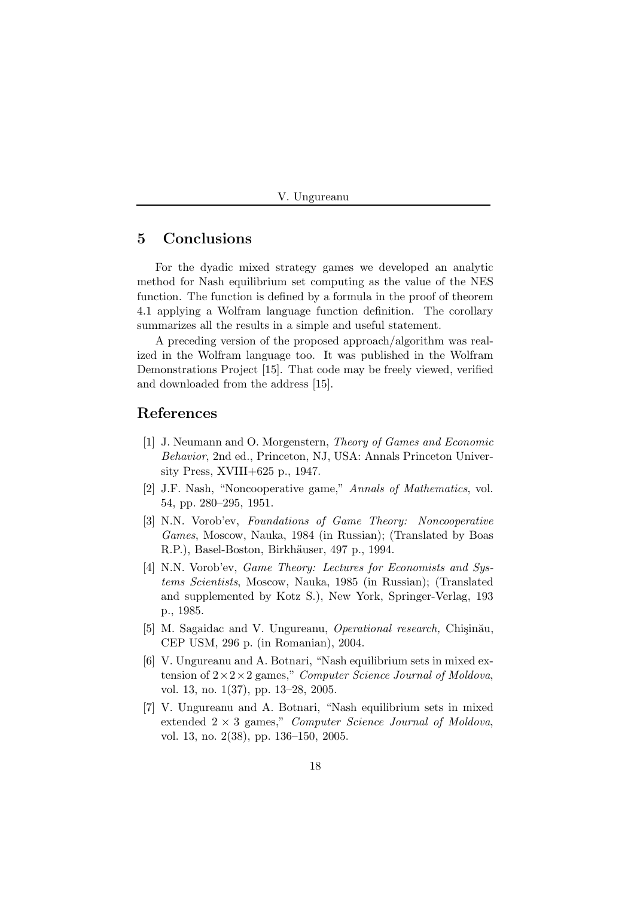## 5 Conclusions

For the dyadic mixed strategy games we developed an analytic method for Nash equilibrium set computing as the value of the NES function. The function is defined by a formula in the proof of theorem 4.1 applying a Wolfram language function definition. The corollary summarizes all the results in a simple and useful statement.

A preceding version of the proposed approach/algorithm was realized in the Wolfram language too. It was published in the Wolfram Demonstrations Project [15]. That code may be freely viewed, verified and downloaded from the address [15].

## References

[1] J. Neumann and O. Morgenstern, *Theory of Games and Economic Behavior*, 2nd ed., Princeton, NJ, USA: Annals Princeton University Press, XVIII+625 p., 1947.

[2] J.F. Nash, "Noncooperative game," *Annals of Mathematics*, vol. 54, pp. 280–295, 1951.

[3] N.N. Vorob'ev, *Foundations of Game Theory: Noncooperative Games*, Moscow, Nauka, 1984 (in Russian); (Translated by Boas R.P.), Basel-Boston, Birkhäuser, 497 p., 1994.

[4] N.N. Vorob'ev, *Game Theory: Lectures for Economists and Systems Scientists*, Moscow, Nauka, 1985 (in Russian); (Translated and supplemented by Kotz S.), New York, Springer-Verlag, 193 p., 1985.

[5] M. Sagaidac and V. Ungureanu, *Operational research,* Chişinău, CEP USM, 296 p. (in Romanian), 2004.

[6] V. Ungureanu and A. Botnari, "Nash equilibrium sets in mixed extension of $2 \times 2 \times 2$ games," *Computer Science Journal of Moldova*, vol. 13, no. 1(37), pp. 13–28, 2005.

[7] V. Ungureanu and A. Botnari, "Nash equilibrium sets in mixed extended $2 \times 3$ games," *Computer Science Journal of Moldova*, vol. 13, no. 2(38), pp. 136–150, 2005.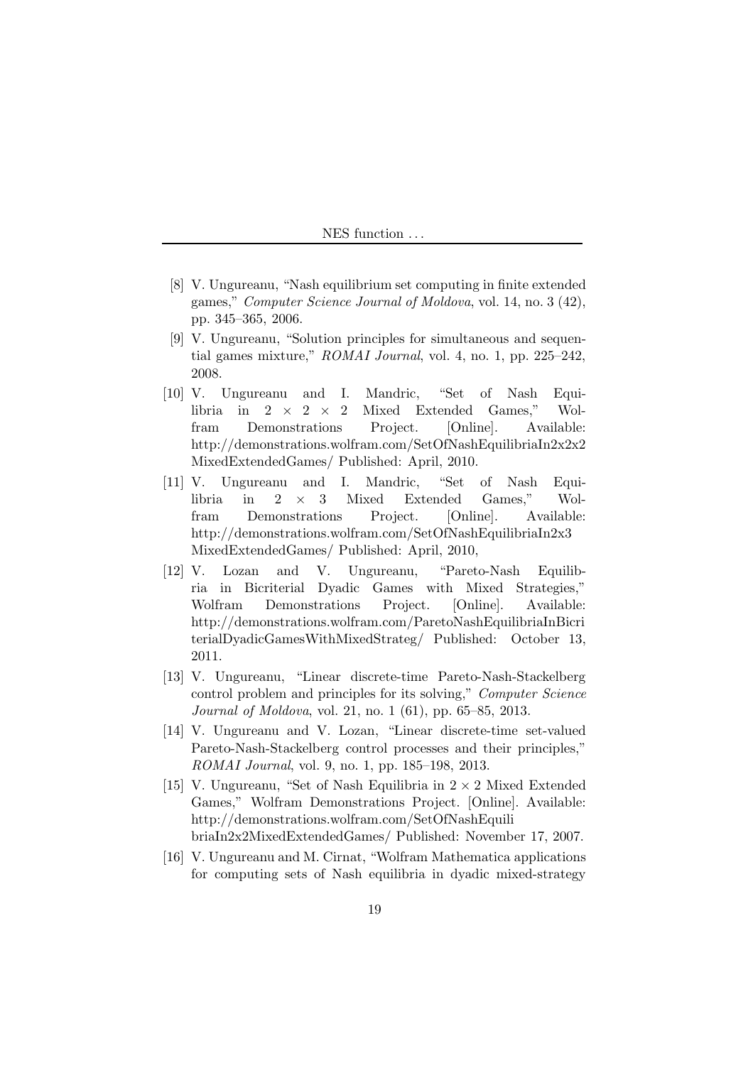[8] V. Ungureanu, "Nash equilibrium set computing in finite extended games," *Computer Science Journal of Moldova*, vol. 14, no. 3 (42), pp. 345–365, 2006.

[9] V. Ungureanu, "Solution principles for simultaneous and sequential games mixture," *ROMAI Journal*, vol. 4, no. 1, pp. 225–242, 2008.

[10] V. Ungureanu and I. Mandric, "Set of Nash Equilibria in $2 \times 2 \times 2$ Mixed Extended Games," Wolfram Demonstrations Project. [Online]. Available: http://demonstrations.wolfram.com/SetOfNashEquilibriaIn2x2x2MixedExtendedGames/ Published: April, 2010.

[11] V. Ungureanu and I. Mandric, "Set of Nash Equilibria in $2 \times 3$ Mixed Extended Games," Wolfram Demonstrations Project. [Online]. Available: http://demonstrations.wolfram.com/SetOfNashEquilibriaIn2x3MixedExtendedGames/ Published: April, 2010,

[12] V. Lozan and V. Ungureanu, "Pareto-Nash Equilibria in Bicriterial Dyadic Games with Mixed Strategies," Wolfram Demonstrations Project. [Online]. Available: http://demonstrations.wolfram.com/ParetoNashEquilibriaInBicriterialDyadicGamesWithMixedStrateg/ Published: October 13, 2011.

[13] V. Ungureanu, "Linear discrete-time Pareto-Nash-Stackelberg control problem and principles for its solving," *Computer Science Journal of Moldova*, vol. 21, no. 1 (61), pp. 65–85, 2013.

[14] V. Ungureanu and V. Lozan, "Linear discrete-time set-valued Pareto-Nash-Stackelberg control processes and their principles," *ROMAI Journal*, vol. 9, no. 1, pp. 185–198, 2013.

[15] V. Ungureanu, "Set of Nash Equilibria in $2 \times 2$ Mixed Extended Games," Wolfram Demonstrations Project. [Online]. Available: http://demonstrations.wolfram.com/SetOfNashEquilibriaIn2x2MixedExtendedGames/ Published: November 17, 2007.

[16] V. Ungureanu and M. Cirnat, "Wolfram Mathematica applications for computing sets of Nash equilibria in dyadic mixed-strategy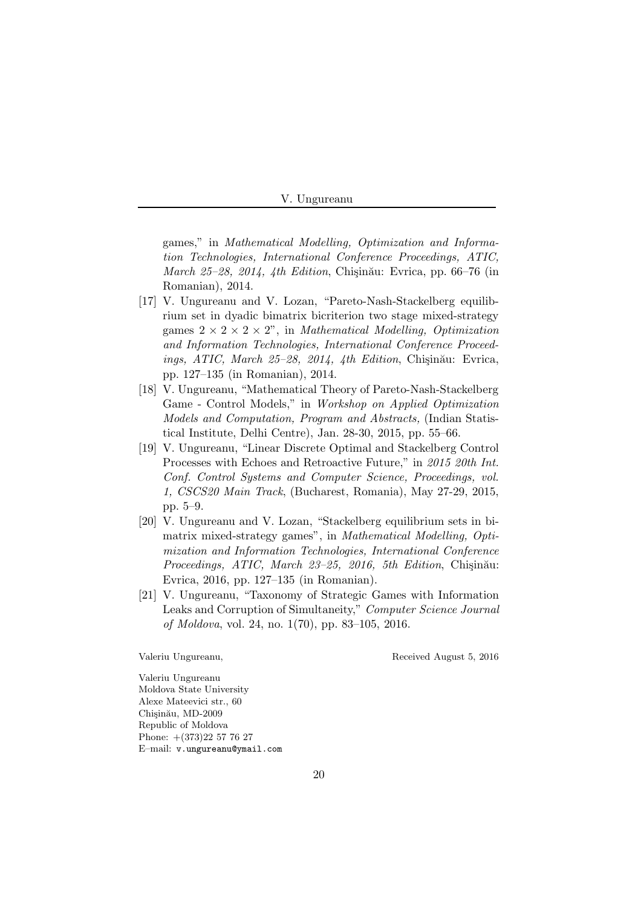games," in *Mathematical Modelling, Optimization and Information Technologies, International Conference Proceedings, ATIC, March 25–28, 2014, 4th Edition*, Chişinău: Evrica, pp. 66–76 (in Romanian), 2014.

[17] V. Ungureanu and V. Lozan, "Pareto-Nash-Stackelberg equilibrium set in dyadic bimatrix bicriterion two stage mixed-strategy games $2 \times 2 \times 2 \times 2$", in *Mathematical Modelling, Optimization and Information Technologies, International Conference Proceedings, ATIC, March 25–28, 2014, 4th Edition*, Chişinău: Evrica, pp. 127–135 (in Romanian), 2014.

[18] V. Ungureanu, "Mathematical Theory of Pareto-Nash-Stackelberg Game - Control Models," in *Workshop on Applied Optimization Models and Computation, Program and Abstracts*, (Indian Statistical Institute, Delhi Centre), Jan. 28-30, 2015, pp. 55–66.

[19] V. Ungureanu, "Linear Discrete Optimal and Stackelberg Control Processes with Echoes and Retroactive Future," in *2015 20th Int. Conf. Control Systems and Computer Science, Proceedings, vol. 1, CSCS20 Main Track*, (Bucharest, Romania), May 27-29, 2015, pp. 5–9.

[20] V. Ungureanu and V. Lozan, "Stackelberg equilibrium sets in bimatrix mixed-strategy games", in *Mathematical Modelling, Optimization and Information Technologies, International Conference Proceedings, ATIC, March 23–25, 2016, 5th Edition*, Chişinău: Evrica, 2016, pp. 127–135 (in Romanian).

[21] V. Ungureanu, "Taxonomy of Strategic Games with Information Leaks and Corruption of Simultaneity," *Computer Science Journal of Moldova*, vol. 24, no. 1(70), pp. 83–105, 2016.

Valeriu Ungureanu, Received August 5, 2016

Valeriu Ungureanu
Moldova State University
Alexe Mateevici str., 60
Chişinău, MD-2009
Republic of Moldova
Phone: +(373)22 57 76 27
E–mail: `v.ungureanu@ymail.com`